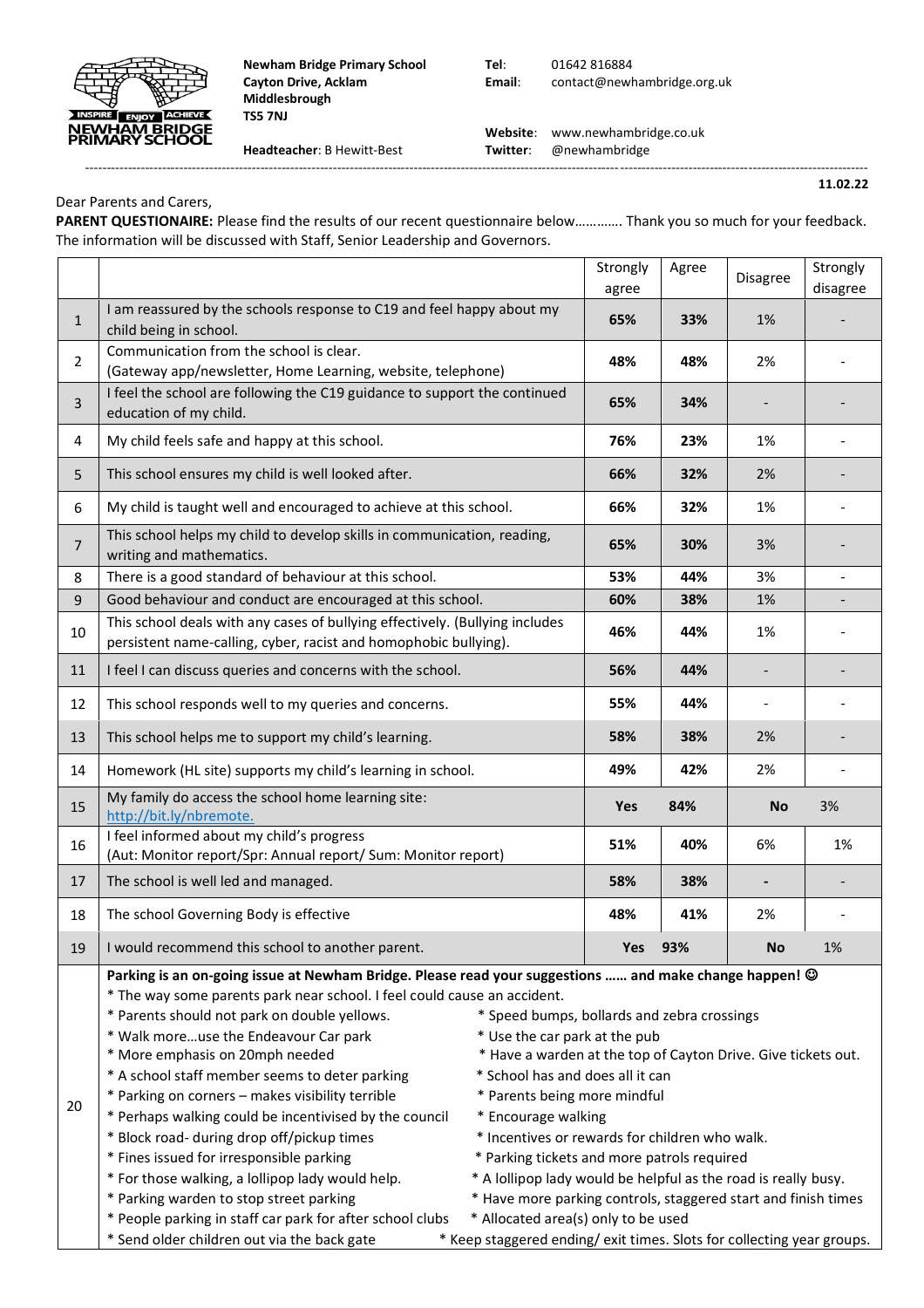**Newham Bridge Primary School**
**Cayton Drive, Acklam**
**Middlesbrough**
**TS5 7NJ**

**Headteacher**: B Hewitt-Best

**Tel**: 01642 816884
**Email**: contact@newhambridge.org.uk

**Website**: www.newhambridge.co.uk
**Twitter**: @newhambridge

**11.02.22**

Dear Parents and Carers,

**PARENT QUESTIONAIRE:** Please find the results of our recent questionnaire below…………. Thank you so much for your feedback. The information will be discussed with Staff, Senior Leadership and Governors.

| | | Strongly agree | Agree | Disagree | Strongly disagree |
|---|---|---|---|---|---|
| 1 | I am reassured by the schools response to C19 and feel happy about my child being in school. | **65%** | **33%** | 1% | - |
| 2 | Communication from the school is clear. (Gateway app/newsletter, Home Learning, website, telephone) | **48%** | **48%** | 2% | - |
| 3 | I feel the school are following the C19 guidance to support the continued education of my child. | **65%** | **34%** | - | - |
| 4 | My child feels safe and happy at this school. | **76%** | **23%** | 1% | - |
| 5 | This school ensures my child is well looked after. | **66%** | **32%** | 2% | - |
| 6 | My child is taught well and encouraged to achieve at this school. | **66%** | **32%** | 1% | - |
| 7 | This school helps my child to develop skills in communication, reading, writing and mathematics. | **65%** | **30%** | 3% | - |
| 8 | There is a good standard of behaviour at this school. | **53%** | **44%** | 3% | - |
| 9 | Good behaviour and conduct are encouraged at this school. | **60%** | **38%** | 1% | - |
| 10 | This school deals with any cases of bullying effectively. (Bullying includes persistent name-calling, cyber, racist and homophobic bullying). | **46%** | **44%** | 1% | - |
| 11 | I feel I can discuss queries and concerns with the school. | **56%** | **44%** | - | - |
| 12 | This school responds well to my queries and concerns. | **55%** | **44%** | - | - |
| 13 | This school helps me to support my child's learning. | **58%** | **38%** | 2% | - |
| 14 | Homework (HL site) supports my child's learning in school. | **49%** | **42%** | 2% | - |
| 15 | My family do access the school home learning site: [http://bit.ly/nbremote.](http://bit.ly/nbremote) | **Yes** | **84%** | **No** | 3% |
| 16 | I feel informed about my child's progress (Aut: Monitor report/Spr: Annual report/ Sum: Monitor report) | **51%** | **40%** | 6% | 1% |
| 17 | The school is well led and managed. | **58%** | **38%** | **-** | - |
| 18 | The school Governing Body is effective | **48%** | **41%** | 2% | - |
| 19 | I would recommend this school to another parent. | **Yes** | **93%** | **No** | 1% |

**20. Parking is an on-going issue at Newham Bridge. Please read your suggestions …… and make change happen! ☺**

* The way some parents park near school. I feel could cause an accident.
* Parents should not park on double yellows.
* Walk more…use the Endeavour Car park
* More emphasis on 20mph needed
* A school staff member seems to deter parking
* Parking on corners – makes visibility terrible
* Perhaps walking could be incentivised by the council
* Block road- during drop off/pickup times
* Fines issued for irresponsible parking
* For those walking, a lollipop lady would help.
* Parking warden to stop street parking
* People parking in staff car park for after school clubs
* Send older children out via the back gate
* Speed bumps, bollards and zebra crossings
* Use the car park at the pub
* Have a warden at the top of Cayton Drive. Give tickets out.
* School has and does all it can
* Parents being more mindful
* Encourage walking
* Incentives or rewards for children who walk.
* Parking tickets and more patrols required
* A lollipop lady would be helpful as the road is really busy.
* Have more parking controls, staggered start and finish times
* Allocated area(s) only to be used
* Keep staggered ending/ exit times. Slots for collecting year groups.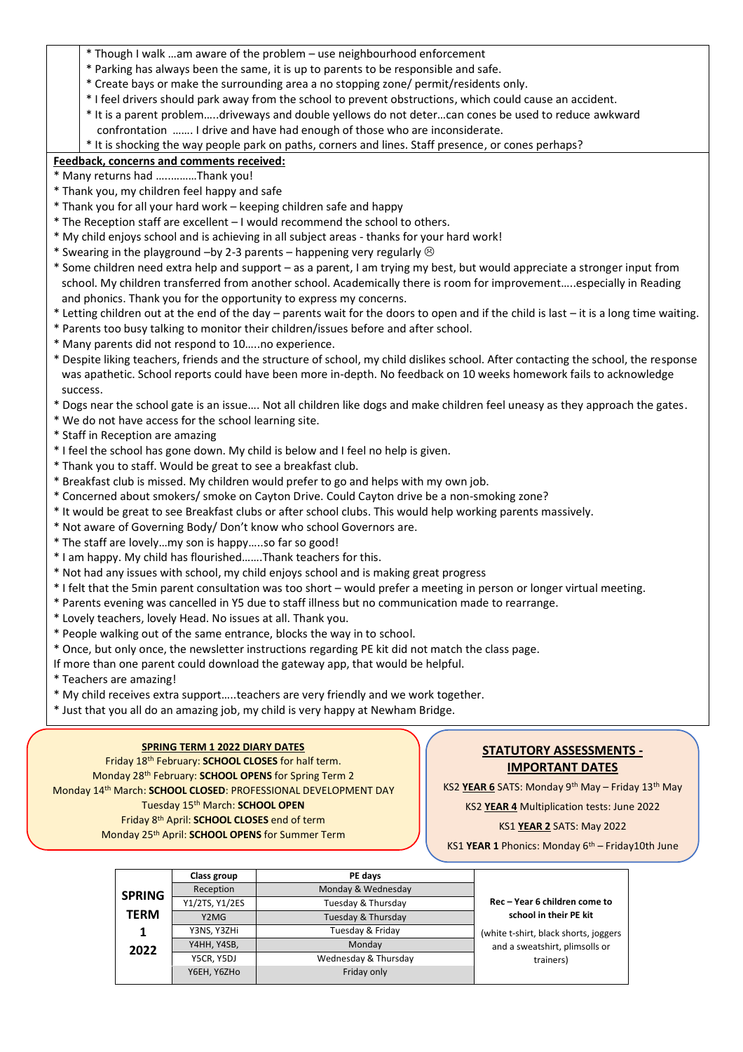* Though I walk …am aware of the problem – use neighbourhood enforcement
* Parking has always been the same, it is up to parents to be responsible and safe.
* Create bays or make the surrounding area a no stopping zone/ permit/residents only.
* I feel drivers should park away from the school to prevent obstructions, which could cause an accident.
* It is a parent problem…..driveways and double yellows do not deter…can cones be used to reduce awkward confrontation ……. I drive and have had enough of those who are inconsiderate.
* It is shocking the way people park on paths, corners and lines. Staff presence, or cones perhaps?

**Feedback, concerns and comments received:**

* Many returns had ….……..Thank you!
* Thank you, my children feel happy and safe
* Thank you for all your hard work – keeping children safe and happy
* The Reception staff are excellent – I would recommend the school to others.
* My child enjoys school and is achieving in all subject areas - thanks for your hard work!
* Swearing in the playground –by 2-3 parents – happening very regularly ☹
* Some children need extra help and support – as a parent, I am trying my best, but would appreciate a stronger input from school. My children transferred from another school. Academically there is room for improvement…..especially in Reading and phonics. Thank you for the opportunity to express my concerns.
* Letting children out at the end of the day – parents wait for the doors to open and if the child is last – it is a long time waiting.
* Parents too busy talking to monitor their children/issues before and after school.
* Many parents did not respond to 10…..no experience.
* Despite liking teachers, friends and the structure of school, my child dislikes school. After contacting the school, the response was apathetic. School reports could have been more in-depth. No feedback on 10 weeks homework fails to acknowledge success.
* Dogs near the school gate is an issue…. Not all children like dogs and make children feel uneasy as they approach the gates.
* We do not have access for the school learning site.
* Staff in Reception are amazing
* I feel the school has gone down. My child is below and I feel no help is given.
* Thank you to staff. Would be great to see a breakfast club.
* Breakfast club is missed. My children would prefer to go and helps with my own job.
* Concerned about smokers/ smoke on Cayton Drive. Could Cayton drive be a non-smoking zone?
* It would be great to see Breakfast clubs or after school clubs. This would help working parents massively.
* Not aware of Governing Body/ Don't know who school Governors are.
* The staff are lovely…my son is happy…..so far so good!
* I am happy. My child has flourished…….Thank teachers for this.
* Not had any issues with school, my child enjoys school and is making great progress
* I felt that the 5min parent consultation was too short – would prefer a meeting in person or longer virtual meeting.
* Parents evening was cancelled in Y5 due to staff illness but no communication made to rearrange.
* Lovely teachers, lovely Head. No issues at all. Thank you.
* People walking out of the same entrance, blocks the way in to school.
* Once, but only once, the newsletter instructions regarding PE kit did not match the class page.

If more than one parent could download the gateway app, that would be helpful.

* Teachers are amazing!
* My child receives extra support…..teachers are very friendly and we work together.
* Just that you all do an amazing job, my child is very happy at Newham Bridge.

**SPRING TERM 1 2022 DIARY DATES**

Friday 18th February: **SCHOOL CLOSES** for half term.
Monday 28th February: **SCHOOL OPENS** for Spring Term 2
Monday 14th March: **SCHOOL CLOSED**: PROFESSIONAL DEVELOPMENT DAY
Tuesday 15th March: **SCHOOL OPEN**
Friday 8th April: **SCHOOL CLOSES** end of term
Monday 25th April: **SCHOOL OPENS** for Summer Term

**STATUTORY ASSESSMENTS - IMPORTANT DATES**

KS2 **YEAR 6** SATS: Monday 9th May – Friday 13th May
KS2 **YEAR 4** Multiplication tests: June 2022
KS1 **YEAR 2** SATS: May 2022
KS1 **YEAR 1** Phonics: Monday 6th – Friday10th June

| | Class group | PE days | |
|---|---|---|---|
| **SPRING TERM 1 2022** | Reception | Monday & Wednesday | **Rec – Year 6 children come to school in their PE kit** (white t-shirt, black shorts, joggers and a sweatshirt, plimsolls or trainers) |
| | Y1/2TS, Y1/2ES | Tuesday & Thursday | |
| | Y2MG | Tuesday & Thursday | |
| | Y3NS, Y3ZHi | Tuesday & Friday | |
| | Y4HH, Y4SB, | Monday | |
| | Y5CR, Y5DJ | Wednesday & Thursday | |
| | Y6EH, Y6ZHo | Friday only | |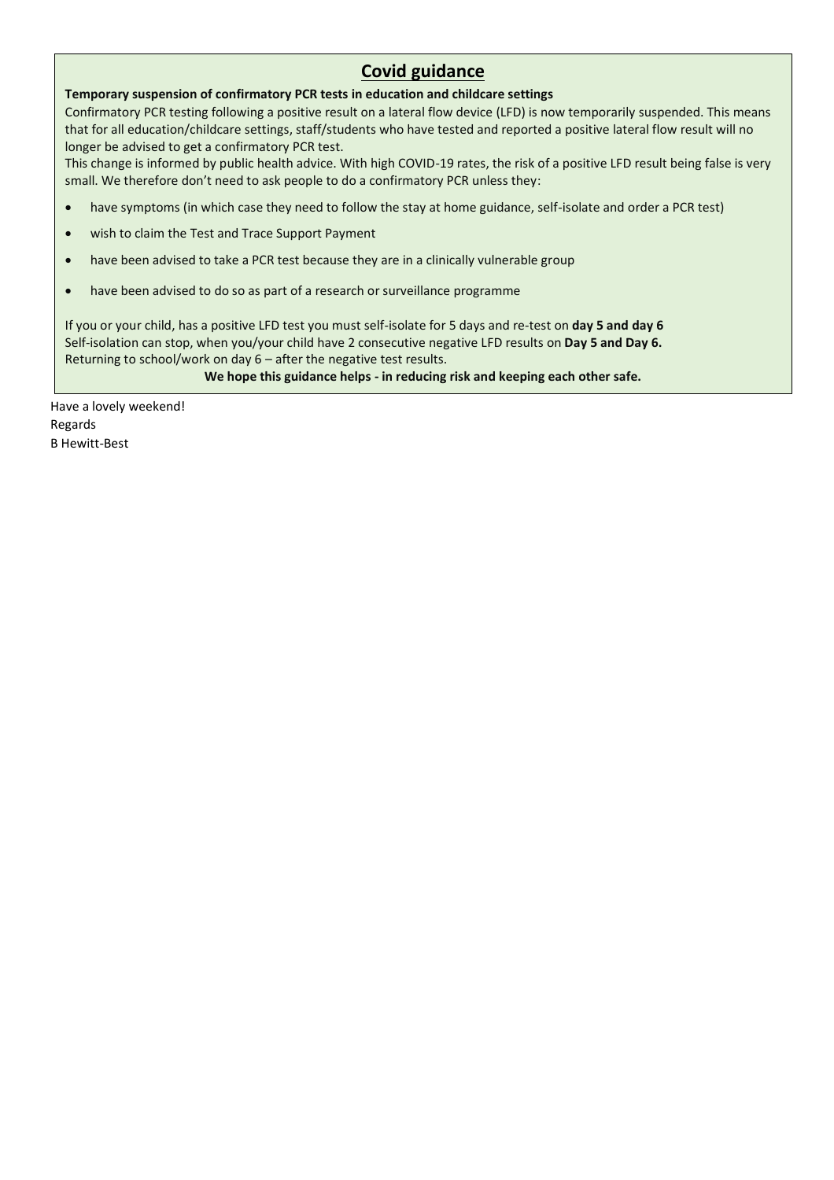## Covid guidance

**Temporary suspension of confirmatory PCR tests in education and childcare settings**

Confirmatory PCR testing following a positive result on a lateral flow device (LFD) is now temporarily suspended. This means that for all education/childcare settings, staff/students who have tested and reported a positive lateral flow result will no longer be advised to get a confirmatory PCR test.

This change is informed by public health advice. With high COVID-19 rates, the risk of a positive LFD result being false is very small. We therefore don't need to ask people to do a confirmatory PCR unless they:

- have symptoms (in which case they need to follow the stay at home guidance, self-isolate and order a PCR test)
- wish to claim the Test and Trace Support Payment
- have been advised to take a PCR test because they are in a clinically vulnerable group
- have been advised to do so as part of a research or surveillance programme

If you or your child, has a positive LFD test you must self-isolate for 5 days and re-test on **day 5 and day 6**
Self-isolation can stop, when you/your child have 2 consecutive negative LFD results on **Day 5 and Day 6.**
Returning to school/work on day 6 – after the negative test results.

**We hope this guidance helps - in reducing risk and keeping each other safe.**

Have a lovely weekend!
Regards
B Hewitt-Best